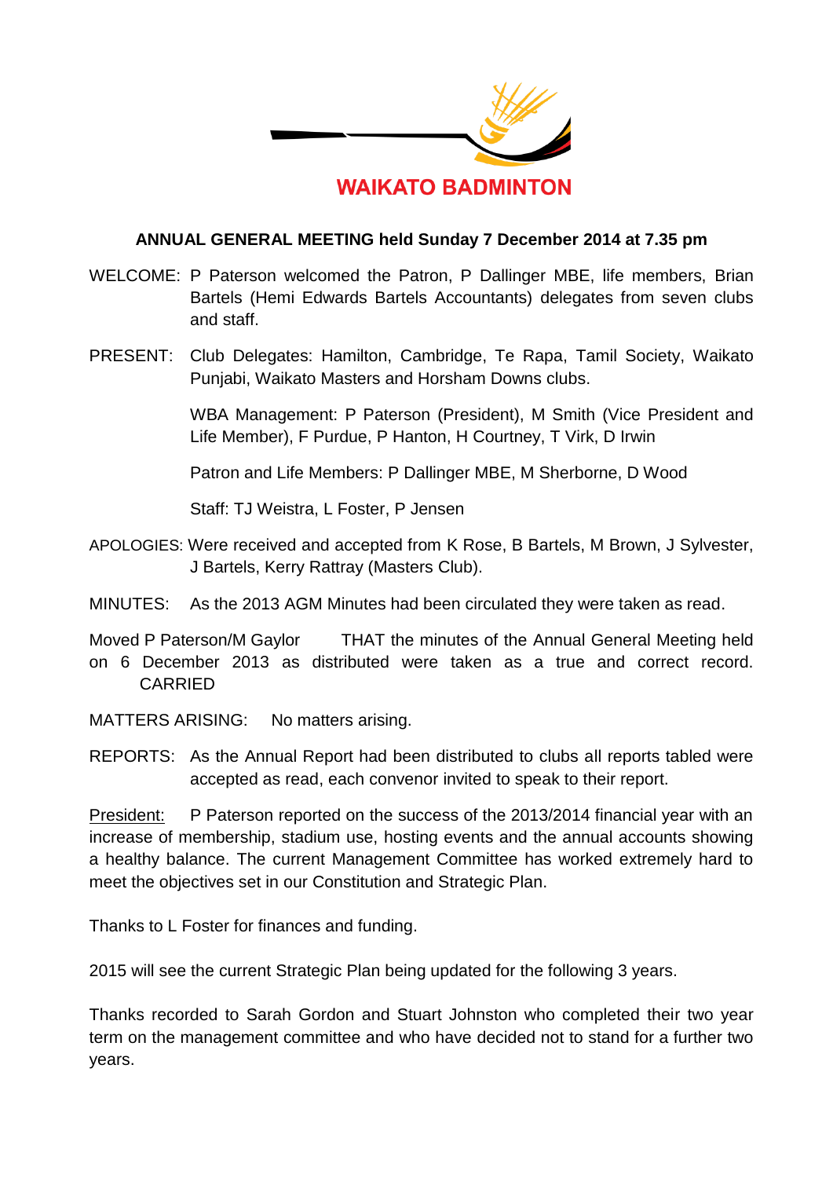WAIKATO BADMINTON

**ANNUAL GENERAL MEETING held Sunday 7 December 2014 at 7.35 pm**

WELCOME: P Paterson welcomed the Patron, P Dallinger MBE, life members, Brian Bartels (Hemi Edwards Bartels Accountants) delegates from seven clubs and staff.

PRESENT: Club Delegates: Hamilton, Cambridge, Te Rapa, Tamil Society, Waikato Punjabi, Waikato Masters and Horsham Downs clubs.

WBA Management: P Paterson (President), M Smith (Vice President and Life Member), F Purdue, P Hanton, H Courtney, T Virk, D Irwin

Patron and Life Members: P Dallinger MBE, M Sherborne, D Wood

Staff: TJ Weistra, L Foster, P Jensen

APOLOGIES: Were received and accepted from K Rose, B Bartels, M Brown, J Sylvester, J Bartels, Kerry Rattray (Masters Club).

MINUTES: As the 2013 AGM Minutes had been circulated they were taken as read.

Moved P Paterson/M Gaylor THAT the minutes of the Annual General Meeting held on 6 December 2013 as distributed were taken as a true and correct record. CARRIED

MATTERS ARISING: No matters arising.

REPORTS: As the Annual Report had been distributed to clubs all reports tabled were accepted as read, each convenor invited to speak to their report.

President: P Paterson reported on the success of the 2013/2014 financial year with an increase of membership, stadium use, hosting events and the annual accounts showing a healthy balance. The current Management Committee has worked extremely hard to meet the objectives set in our Constitution and Strategic Plan.

Thanks to L Foster for finances and funding.

2015 will see the current Strategic Plan being updated for the following 3 years.

Thanks recorded to Sarah Gordon and Stuart Johnston who completed their two year term on the management committee and who have decided not to stand for a further two years.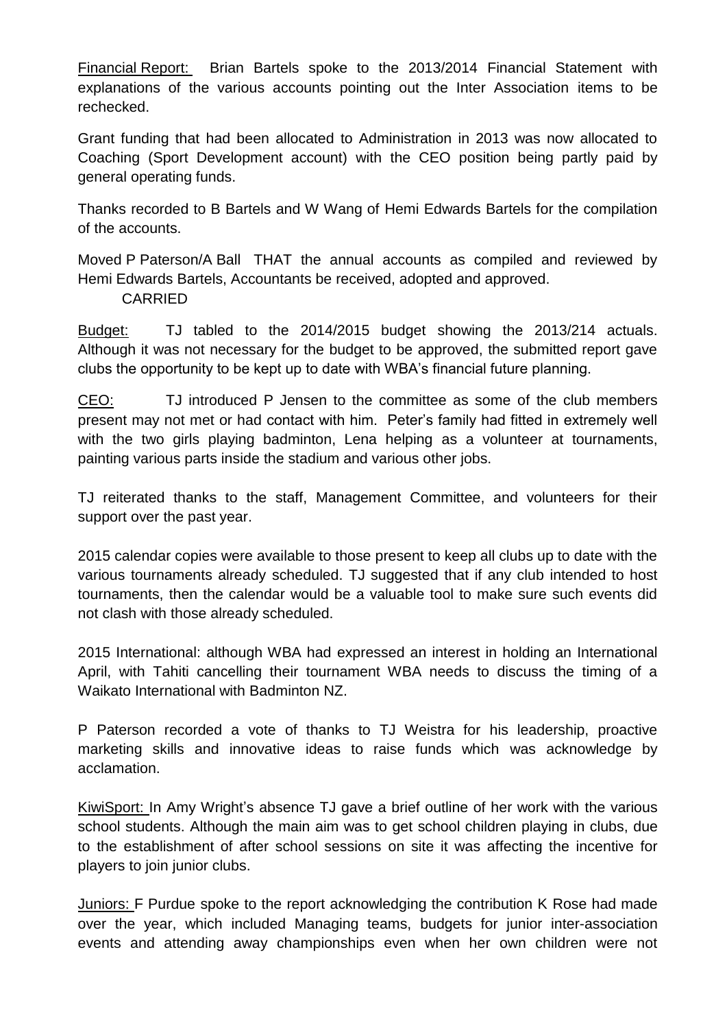Financial Report: Brian Bartels spoke to the 2013/2014 Financial Statement with explanations of the various accounts pointing out the Inter Association items to be rechecked.

Grant funding that had been allocated to Administration in 2013 was now allocated to Coaching (Sport Development account) with the CEO position being partly paid by general operating funds.

Thanks recorded to B Bartels and W Wang of Hemi Edwards Bartels for the compilation of the accounts.

Moved P Paterson/A Ball THAT the annual accounts as compiled and reviewed by Hemi Edwards Bartels, Accountants be received, adopted and approved.
CARRIED

Budget: TJ tabled to the 2014/2015 budget showing the 2013/214 actuals. Although it was not necessary for the budget to be approved, the submitted report gave clubs the opportunity to be kept up to date with WBA's financial future planning.

CEO: TJ introduced P Jensen to the committee as some of the club members present may not met or had contact with him. Peter's family had fitted in extremely well with the two girls playing badminton, Lena helping as a volunteer at tournaments, painting various parts inside the stadium and various other jobs.

TJ reiterated thanks to the staff, Management Committee, and volunteers for their support over the past year.

2015 calendar copies were available to those present to keep all clubs up to date with the various tournaments already scheduled. TJ suggested that if any club intended to host tournaments, then the calendar would be a valuable tool to make sure such events did not clash with those already scheduled.

2015 International: although WBA had expressed an interest in holding an International April, with Tahiti cancelling their tournament WBA needs to discuss the timing of a Waikato International with Badminton NZ.

P Paterson recorded a vote of thanks to TJ Weistra for his leadership, proactive marketing skills and innovative ideas to raise funds which was acknowledge by acclamation.

KiwiSport: In Amy Wright's absence TJ gave a brief outline of her work with the various school students. Although the main aim was to get school children playing in clubs, due to the establishment of after school sessions on site it was affecting the incentive for players to join junior clubs.

Juniors: F Purdue spoke to the report acknowledging the contribution K Rose had made over the year, which included Managing teams, budgets for junior inter-association events and attending away championships even when her own children were not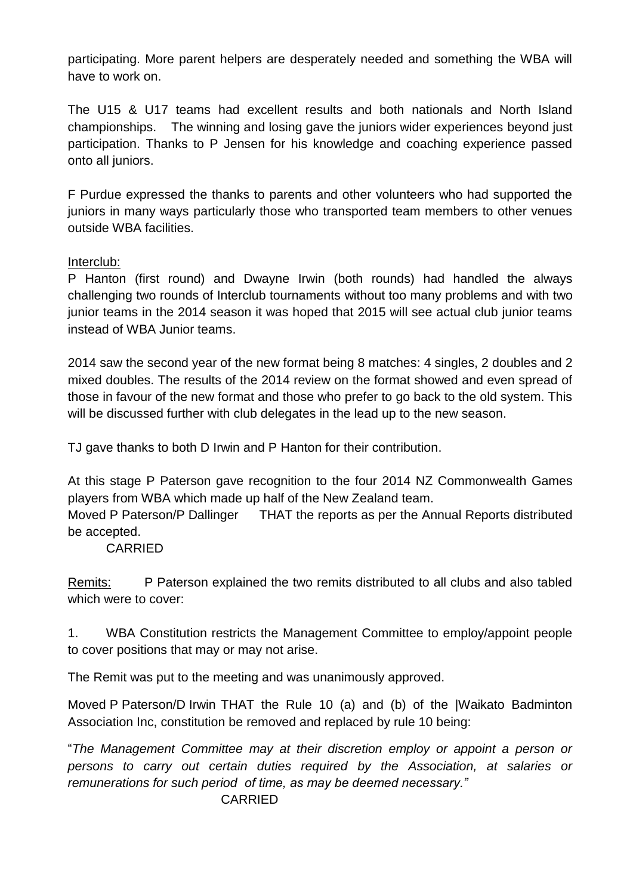participating. More parent helpers are desperately needed and something the WBA will have to work on.

The U15 & U17 teams had excellent results and both nationals and North Island championships. The winning and losing gave the juniors wider experiences beyond just participation. Thanks to P Jensen for his knowledge and coaching experience passed onto all juniors.

F Purdue expressed the thanks to parents and other volunteers who had supported the juniors in many ways particularly those who transported team members to other venues outside WBA facilities.

<u>Interclub:</u>
P Hanton (first round) and Dwayne Irwin (both rounds) had handled the always challenging two rounds of Interclub tournaments without too many problems and with two junior teams in the 2014 season it was hoped that 2015 will see actual club junior teams instead of WBA Junior teams.

2014 saw the second year of the new format being 8 matches: 4 singles, 2 doubles and 2 mixed doubles. The results of the 2014 review on the format showed and even spread of those in favour of the new format and those who prefer to go back to the old system. This will be discussed further with club delegates in the lead up to the new season.

TJ gave thanks to both D Irwin and P Hanton for their contribution.

At this stage P Paterson gave recognition to the four 2014 NZ Commonwealth Games players from WBA which made up half of the New Zealand team.
Moved P Paterson/P Dallinger THAT the reports as per the Annual Reports distributed be accepted.
CARRIED

<u>Remits:</u> P Paterson explained the two remits distributed to all clubs and also tabled which were to cover:

1. WBA Constitution restricts the Management Committee to employ/appoint people to cover positions that may or may not arise.

The Remit was put to the meeting and was unanimously approved.

Moved P Paterson/D Irwin THAT the Rule 10 (a) and (b) of the |Waikato Badminton Association Inc, constitution be removed and replaced by rule 10 being:

"*The Management Committee may at their discretion employ or appoint a person or persons to carry out certain duties required by the Association, at salaries or remunerations for such period of time, as may be deemed necessary."*
CARRIED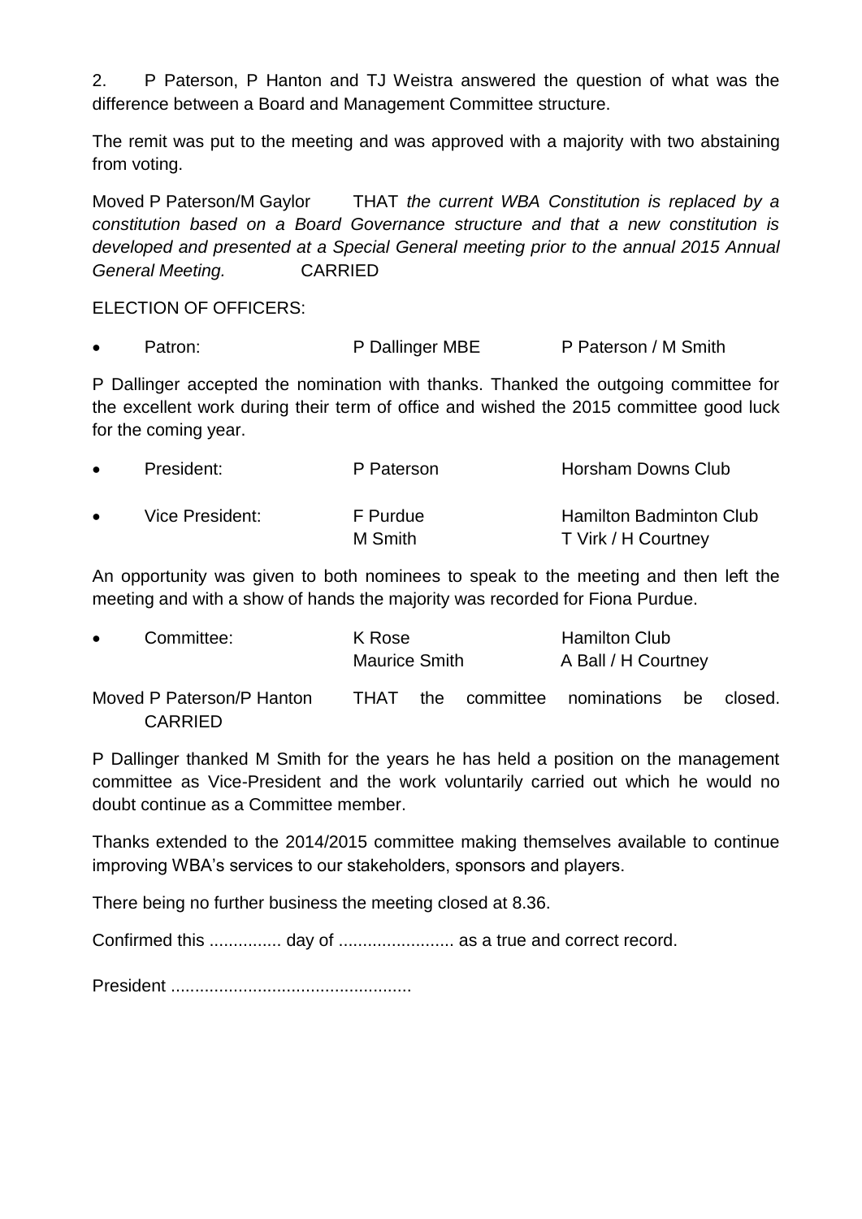2. P Paterson, P Hanton and TJ Weistra answered the question of what was the difference between a Board and Management Committee structure.

The remit was put to the meeting and was approved with a majority with two abstaining from voting.

Moved P Paterson/M Gaylor THAT *the current WBA Constitution is replaced by a constitution based on a Board Governance structure and that a new constitution is developed and presented at a Special General meeting prior to the annual 2015 Annual General Meeting.* CARRIED

ELECTION OF OFFICERS:

- Patron: P Dallinger MBE P Paterson / M Smith

P Dallinger accepted the nomination with thanks. Thanked the outgoing committee for the excellent work during their term of office and wished the 2015 committee good luck for the coming year.

- President: P Paterson Horsham Downs Club
- Vice President: F Purdue Hamilton Badminton Club
  M Smith T Virk / H Courtney

An opportunity was given to both nominees to speak to the meeting and then left the meeting and with a show of hands the majority was recorded for Fiona Purdue.

- Committee: K Rose Hamilton Club
  Maurice Smith A Ball / H Courtney

Moved P Paterson/P Hanton THAT the committee nominations be closed. CARRIED

P Dallinger thanked M Smith for the years he has held a position on the management committee as Vice-President and the work voluntarily carried out which he would no doubt continue as a Committee member.

Thanks extended to the 2014/2015 committee making themselves available to continue improving WBA's services to our stakeholders, sponsors and players.

There being no further business the meeting closed at 8.36.

Confirmed this ............... day of ........................ as a true and correct record.

President .................................................